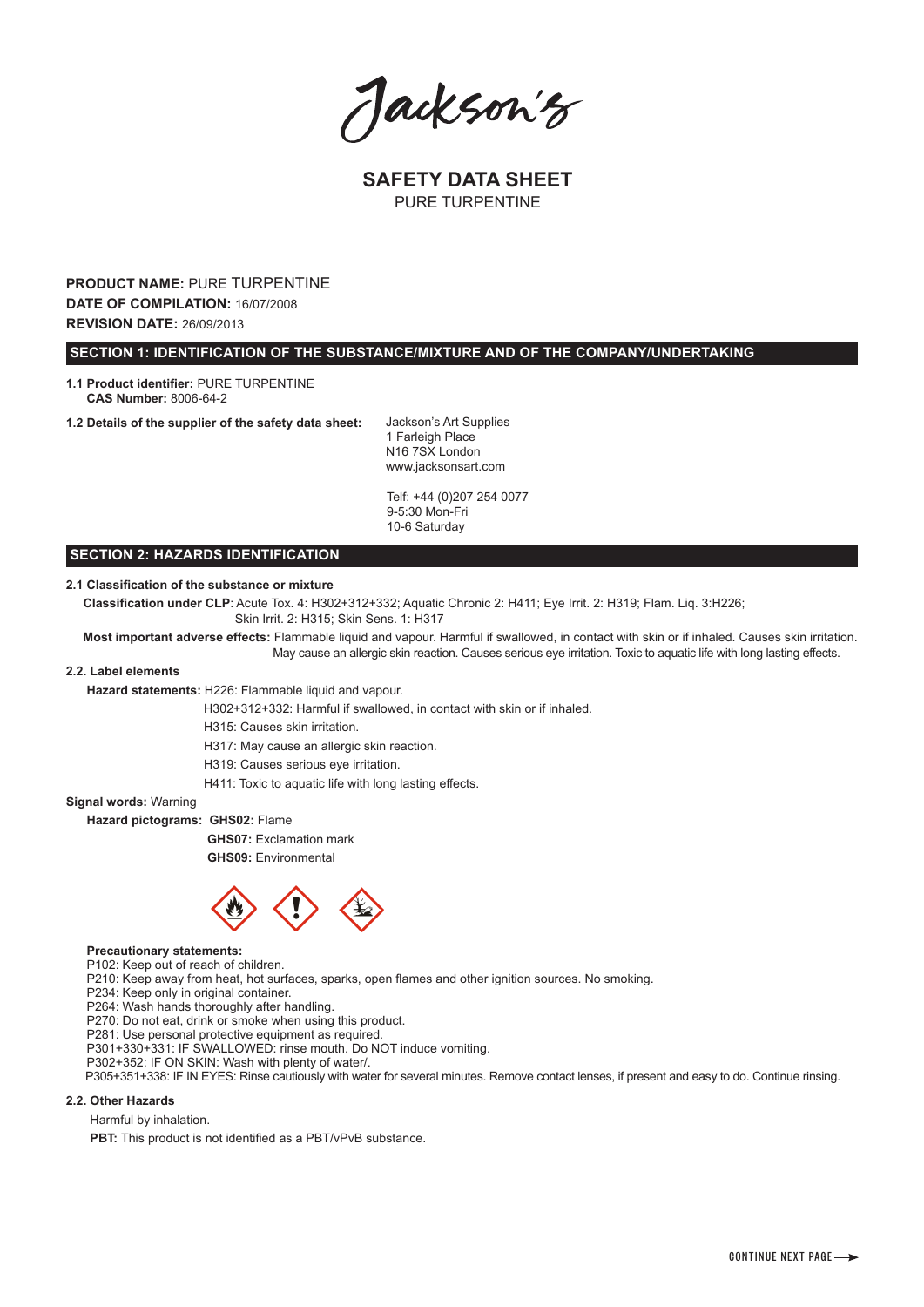Jackson's

# SAFETY DATA SHEET

PURE TURPENTINE

**PRODUCT NAME:** PURE TURPENTINE
**DATE OF COMPILATION:** 16/07/2008
**REVISION DATE:** 26/09/2013

## SECTION 1: IDENTIFICATION OF THE SUBSTANCE/MIXTURE AND OF THE COMPANY/UNDERTAKING

**1.1 Product identifier:** PURE TURPENTINE
**CAS Number:** 8006-64-2

**1.2 Details of the supplier of the safety data sheet:**

Jackson's Art Supplies
1 Farleigh Place
N16 7SX London
www.jacksonsart.com

Telf: +44 (0)207 254 0077
9-5:30 Mon-Fri
10-6 Saturday

## SECTION 2: HAZARDS IDENTIFICATION

### 2.1 Classification of the substance or mixture

**Classification under CLP**: Acute Tox. 4: H302+312+332; Aquatic Chronic 2: H411; Eye Irrit. 2: H319; Flam. Liq. 3:H226; Skin Irrit. 2: H315; Skin Sens. 1: H317

**Most important adverse effects:** Flammable liquid and vapour. Harmful if swallowed, in contact with skin or if inhaled. Causes skin irritation. May cause an allergic skin reaction. Causes serious eye irritation. Toxic to aquatic life with long lasting effects.

### 2.2. Label elements

**Hazard statements:** H226: Flammable liquid and vapour.

H302+312+332: Harmful if swallowed, in contact with skin or if inhaled.

H315: Causes skin irritation.

H317: May cause an allergic skin reaction.

H319: Causes serious eye irritation.

H411: Toxic to aquatic life with long lasting effects.

**Signal words:** Warning

**Hazard pictograms:** **GHS02:** Flame

**GHS07:** Exclamation mark

**GHS09:** Environmental

**Precautionary statements:**

P102: Keep out of reach of children.
P210: Keep away from heat, hot surfaces, sparks, open flames and other ignition sources. No smoking.
P234: Keep only in original container.
P264: Wash hands thoroughly after handling.
P270: Do not eat, drink or smoke when using this product.
P281: Use personal protective equipment as required.
P301+330+331: IF SWALLOWED: rinse mouth. Do NOT induce vomiting.
P302+352: IF ON SKIN: Wash with plenty of water/.
P305+351+338: IF IN EYES: Rinse cautiously with water for several minutes. Remove contact lenses, if present and easy to do. Continue rinsing.

### 2.2. Other Hazards

Harmful by inhalation.

**PBT:** This product is not identified as a PBT/vPvB substance.

CONTINUE NEXT PAGE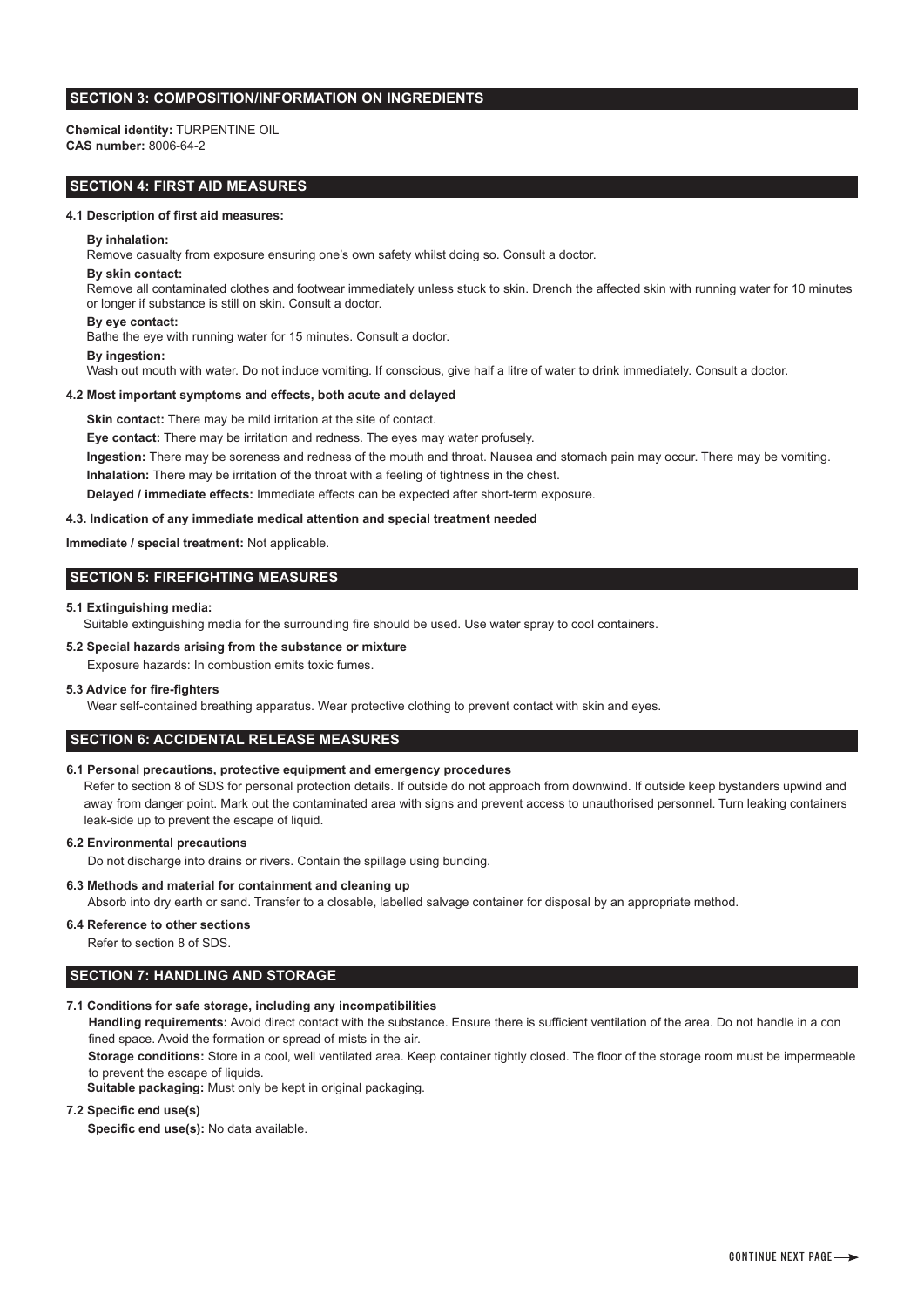## SECTION 3: COMPOSITION/INFORMATION ON INGREDIENTS

**Chemical identity:** TURPENTINE OIL
**CAS number:** 8006-64-2

## SECTION 4: FIRST AID MEASURES

### 4.1 Description of first aid measures:

**By inhalation:**
Remove casualty from exposure ensuring one's own safety whilst doing so. Consult a doctor.

**By skin contact:**
Remove all contaminated clothes and footwear immediately unless stuck to skin. Drench the affected skin with running water for 10 minutes or longer if substance is still on skin. Consult a doctor.

**By eye contact:**
Bathe the eye with running water for 15 minutes. Consult a doctor.

**By ingestion:**
Wash out mouth with water. Do not induce vomiting. If conscious, give half a litre of water to drink immediately. Consult a doctor.

### 4.2 Most important symptoms and effects, both acute and delayed

**Skin contact:** There may be mild irritation at the site of contact.

**Eye contact:** There may be irritation and redness. The eyes may water profusely.

**Ingestion:** There may be soreness and redness of the mouth and throat. Nausea and stomach pain may occur. There may be vomiting.

**Inhalation:** There may be irritation of the throat with a feeling of tightness in the chest.

**Delayed / immediate effects:** Immediate effects can be expected after short-term exposure.

### 4.3. Indication of any immediate medical attention and special treatment needed

**Immediate / special treatment:** Not applicable.

## SECTION 5: FIREFIGHTING MEASURES

### 5.1 Extinguishing media:

Suitable extinguishing media for the surrounding fire should be used. Use water spray to cool containers.

### 5.2 Special hazards arising from the substance or mixture

Exposure hazards: In combustion emits toxic fumes.

### 5.3 Advice for fire-fighters

Wear self-contained breathing apparatus. Wear protective clothing to prevent contact with skin and eyes.

## SECTION 6: ACCIDENTAL RELEASE MEASURES

### 6.1 Personal precautions, protective equipment and emergency procedures

Refer to section 8 of SDS for personal protection details. If outside do not approach from downwind. If outside keep bystanders upwind and away from danger point. Mark out the contaminated area with signs and prevent access to unauthorised personnel. Turn leaking containers leak-side up to prevent the escape of liquid.

### 6.2 Environmental precautions

Do not discharge into drains or rivers. Contain the spillage using bunding.

### 6.3 Methods and material for containment and cleaning up

Absorb into dry earth or sand. Transfer to a closable, labelled salvage container for disposal by an appropriate method.

### 6.4 Reference to other sections

Refer to section 8 of SDS.

## SECTION 7: HANDLING AND STORAGE

### 7.1 Conditions for safe storage, including any incompatibilities

**Handling requirements:** Avoid direct contact with the substance. Ensure there is sufficient ventilation of the area. Do not handle in a con fined space. Avoid the formation or spread of mists in the air.

**Storage conditions:** Store in a cool, well ventilated area. Keep container tightly closed. The floor of the storage room must be impermeable to prevent the escape of liquids.

**Suitable packaging:** Must only be kept in original packaging.

### 7.2 Specific end use(s)

**Specific end use(s):** No data available.

CONTINUE NEXT PAGE →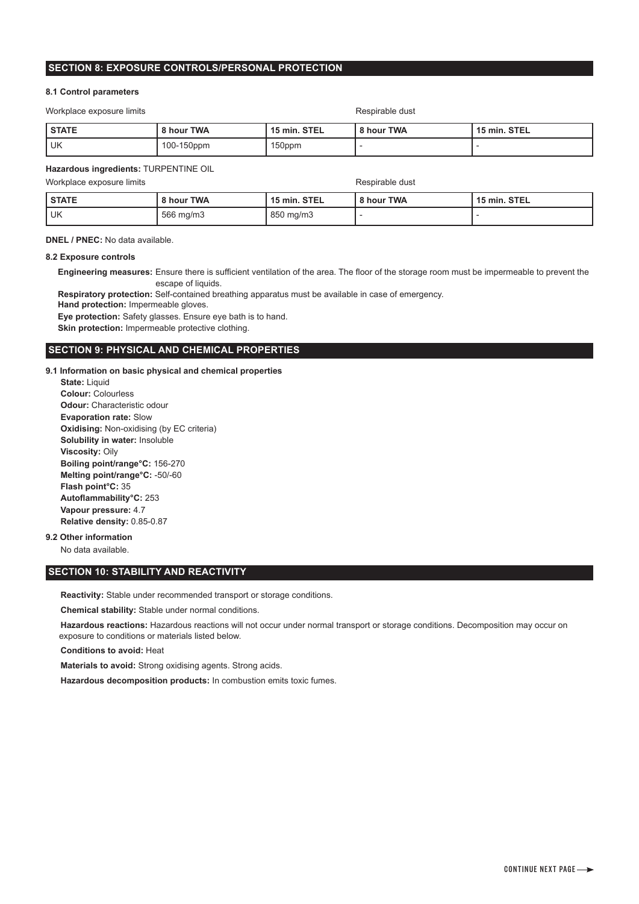## SECTION 8: EXPOSURE CONTROLS/PERSONAL PROTECTION

**8.1 Control parameters**

Workplace exposure limits | Respirable dust

| STATE | 8 hour TWA | 15 min. STEL | 8 hour TWA | 15 min. STEL |
|---|---|---|---|---|
| UK | 100-150ppm | 150ppm | - | - |

**Hazardous ingredients:** TURPENTINE OIL

Workplace exposure limits | Respirable dust

| STATE | 8 hour TWA | 15 min. STEL | 8 hour TWA | 15 min. STEL |
|---|---|---|---|---|
| UK | 566 mg/m3 | 850 mg/m3 | - | - |

**DNEL / PNEC:** No data available.

**8.2 Exposure controls**

**Engineering measures:** Ensure there is sufficient ventilation of the area. The floor of the storage room must be impermeable to prevent the escape of liquids.

**Respiratory protection:** Self-contained breathing apparatus must be available in case of emergency.

**Hand protection:** Impermeable gloves.

**Eye protection:** Safety glasses. Ensure eye bath is to hand.

**Skin protection:** Impermeable protective clothing.

## SECTION 9: PHYSICAL AND CHEMICAL PROPERTIES

**9.1 Information on basic physical and chemical properties**

**State:** Liquid
**Colour:** Colourless
**Odour:** Characteristic odour
**Evaporation rate:** Slow
**Oxidising:** Non-oxidising (by EC criteria)
**Solubility in water:** Insoluble
**Viscosity:** Oily
**Boiling point/range°C:** 156-270
**Melting point/range°C:** -50/-60
**Flash point°C:** 35
**Autoflammability°C:** 253
**Vapour pressure:** 4.7
**Relative density:** 0.85-0.87

**9.2 Other information**

No data available.

## SECTION 10: STABILITY AND REACTIVITY

**Reactivity:** Stable under recommended transport or storage conditions.

**Chemical stability:** Stable under normal conditions.

**Hazardous reactions:** Hazardous reactions will not occur under normal transport or storage conditions. Decomposition may occur on exposure to conditions or materials listed below.

**Conditions to avoid:** Heat

**Materials to avoid:** Strong oxidising agents. Strong acids.

**Hazardous decomposition products:** In combustion emits toxic fumes.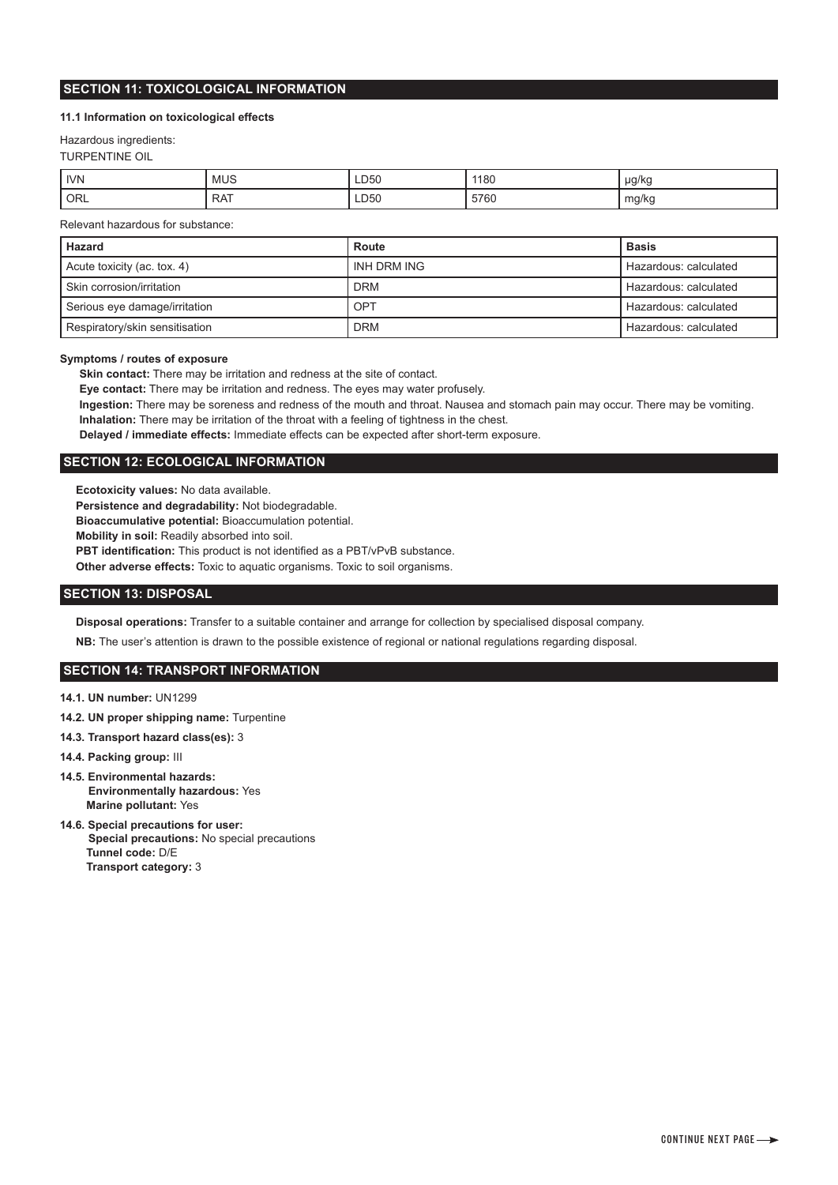## SECTION 11: TOXICOLOGICAL INFORMATION

### 11.1 Information on toxicological effects

Hazardous ingredients:

TURPENTINE OIL

| IVN | MUS | LD50 | 1180 | μg/kg |
|---|---|---|---|---|
| ORL | RAT | LD50 | 5760 | mg/kg |

Relevant hazardous for substance:

| Hazard | Route | Basis |
|---|---|---|
| Acute toxicity (ac. tox. 4) | INH DRM ING | Hazardous: calculated |
| Skin corrosion/irritation | DRM | Hazardous: calculated |
| Serious eye damage/irritation | OPT | Hazardous: calculated |
| Respiratory/skin sensitisation | DRM | Hazardous: calculated |

**Symptoms / routes of exposure**

**Skin contact:** There may be irritation and redness at the site of contact.

**Eye contact:** There may be irritation and redness. The eyes may water profusely.

**Ingestion:** There may be soreness and redness of the mouth and throat. Nausea and stomach pain may occur. There may be vomiting.

**Inhalation:** There may be irritation of the throat with a feeling of tightness in the chest.

**Delayed / immediate effects:** Immediate effects can be expected after short-term exposure.

## SECTION 12: ECOLOGICAL INFORMATION

**Ecotoxicity values:** No data available.

**Persistence and degradability:** Not biodegradable.

**Bioaccumulative potential:** Bioaccumulation potential.

**Mobility in soil:** Readily absorbed into soil.

**PBT identification:** This product is not identified as a PBT/vPvB substance.

**Other adverse effects:** Toxic to aquatic organisms. Toxic to soil organisms.

## SECTION 13: DISPOSAL

**Disposal operations:** Transfer to a suitable container and arrange for collection by specialised disposal company.

**NB:** The user's attention is drawn to the possible existence of regional or national regulations regarding disposal.

## SECTION 14: TRANSPORT INFORMATION

**14.1. UN number:** UN1299

**14.2. UN proper shipping name:** Turpentine

**14.3. Transport hazard class(es):** 3

**14.4. Packing group:** III

**14.5. Environmental hazards:**
**Environmentally hazardous:** Yes
**Marine pollutant:** Yes

**14.6. Special precautions for user:**
**Special precautions:** No special precautions
**Tunnel code:** D/E
**Transport category:** 3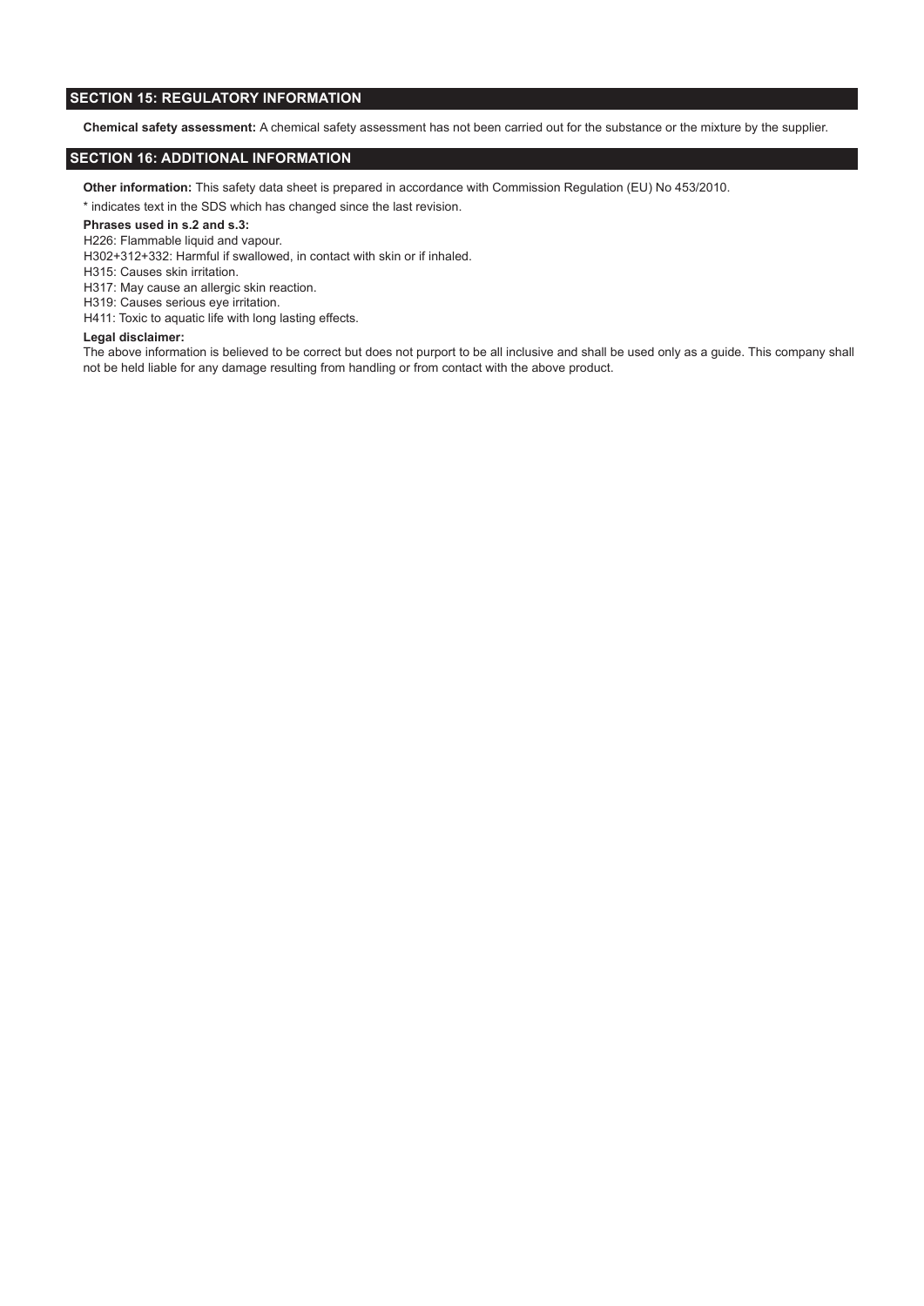## SECTION 15: REGULATORY INFORMATION

**Chemical safety assessment:** A chemical safety assessment has not been carried out for the substance or the mixture by the supplier.

## SECTION 16: ADDITIONAL INFORMATION

**Other information:** This safety data sheet is prepared in accordance with Commission Regulation (EU) No 453/2010.

* indicates text in the SDS which has changed since the last revision.

**Phrases used in s.2 and s.3:**

H226: Flammable liquid and vapour.

H302+312+332: Harmful if swallowed, in contact with skin or if inhaled.

H315: Causes skin irritation.

H317: May cause an allergic skin reaction.

H319: Causes serious eye irritation.

H411: Toxic to aquatic life with long lasting effects.

**Legal disclaimer:**

The above information is believed to be correct but does not purport to be all inclusive and shall be used only as a guide. This company shall not be held liable for any damage resulting from handling or from contact with the above product.